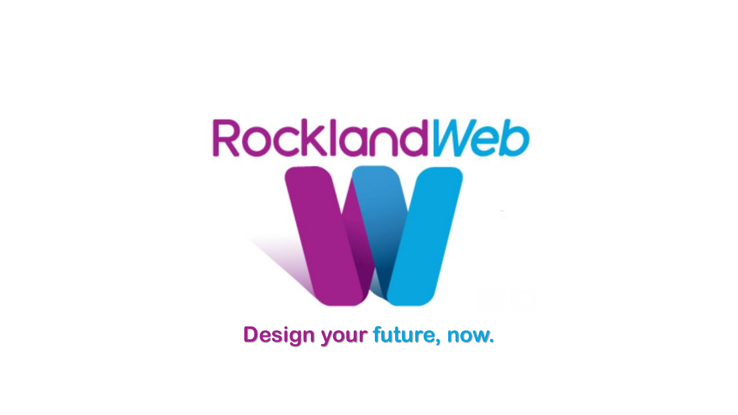# RocklandWeb

**Design your future, now.**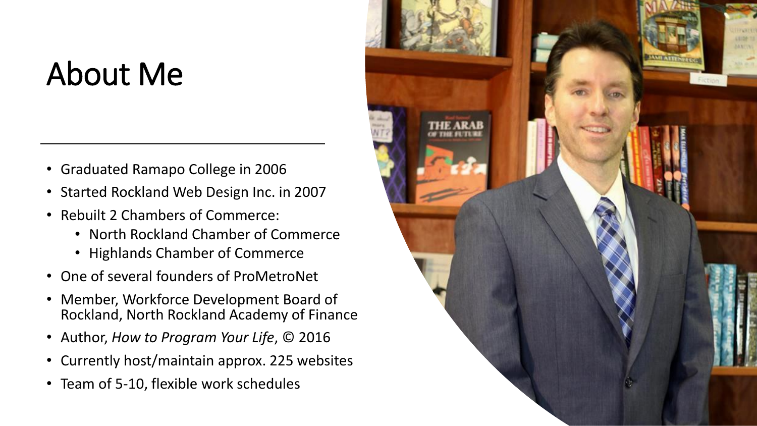# About Me

- Graduated Ramapo College in 2006
- Started Rockland Web Design Inc. in 2007
- Rebuilt 2 Chambers of Commerce:
  - North Rockland Chamber of Commerce
  - Highlands Chamber of Commerce
- One of several founders of ProMetroNet
- Member, Workforce Development Board of Rockland, North Rockland Academy of Finance
- Author, *How to Program Your Life*, © 2016
- Currently host/maintain approx. 225 websites
- Team of 5-10, flexible work schedules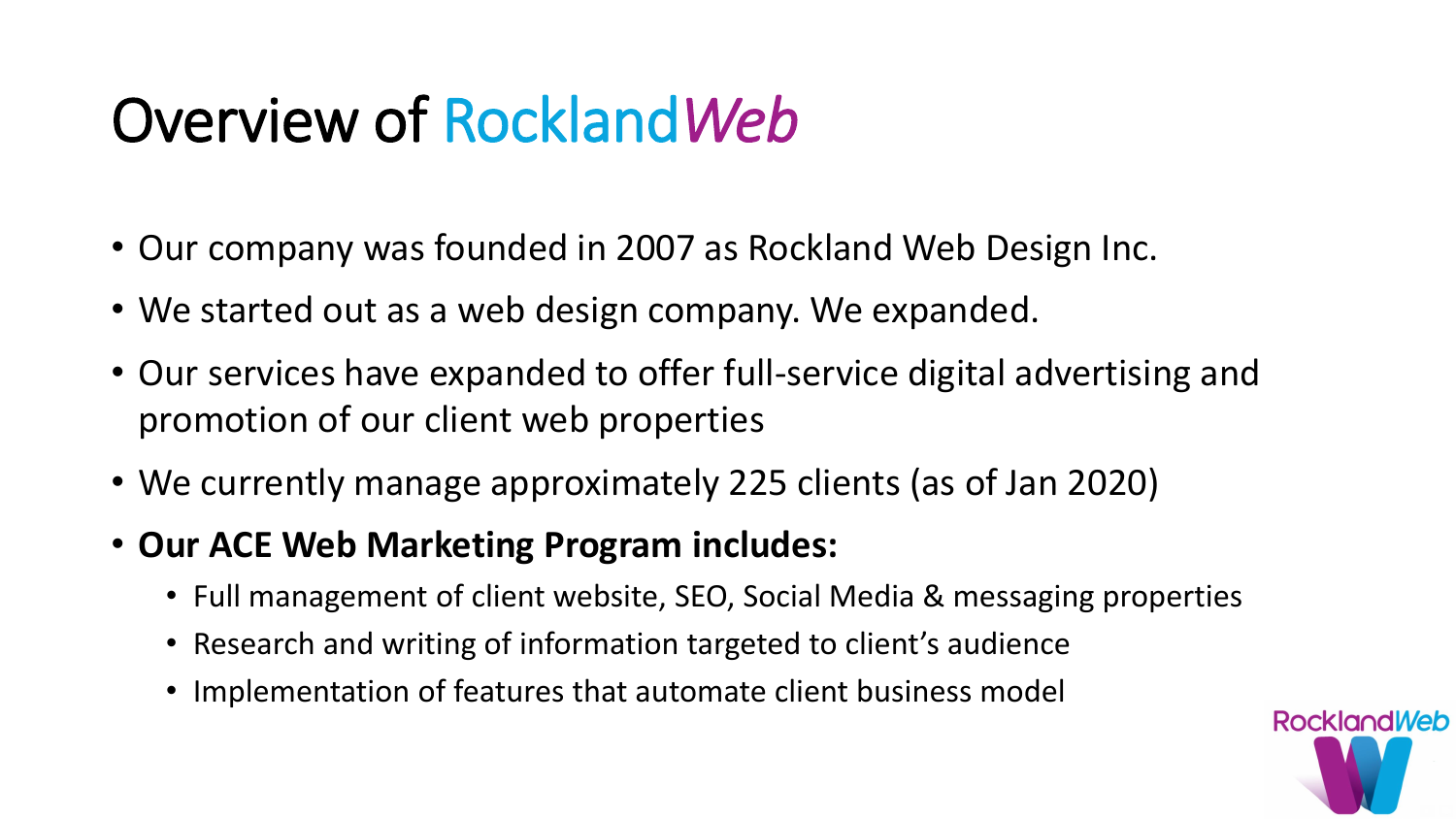# Overview of Rockland*Web*

- Our company was founded in 2007 as Rockland Web Design Inc.
- We started out as a web design company. We expanded.
- Our services have expanded to offer full-service digital advertising and promotion of our client web properties
- We currently manage approximately 225 clients (as of Jan 2020)
- **Our ACE Web Marketing Program includes:**
  - Full management of client website, SEO, Social Media & messaging properties
  - Research and writing of information targeted to client's audience
  - Implementation of features that automate client business model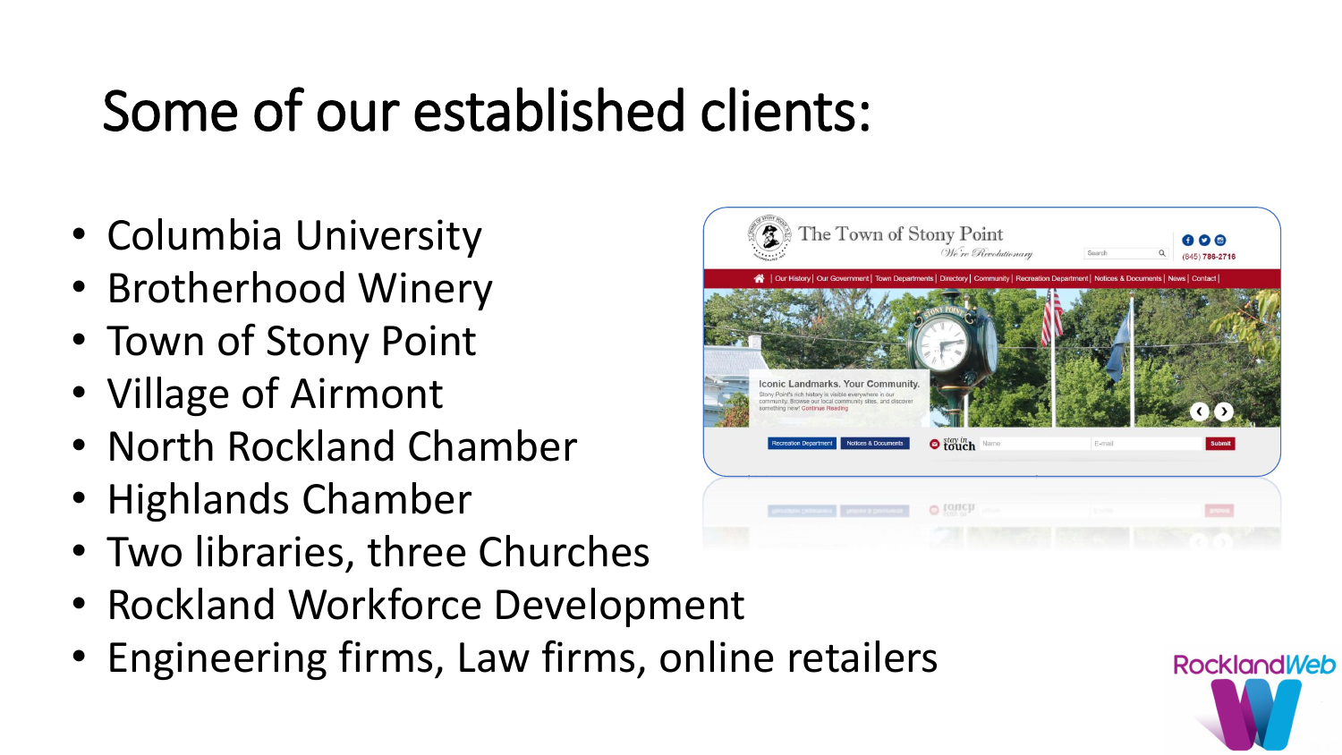# Some of our established clients:

- Columbia University
- Brotherhood Winery
- Town of Stony Point
- Village of Airmont
- North Rockland Chamber
- Highlands Chamber
- Two libraries, three Churches
- Rockland Workforce Development
- Engineering firms, Law firms, online retailers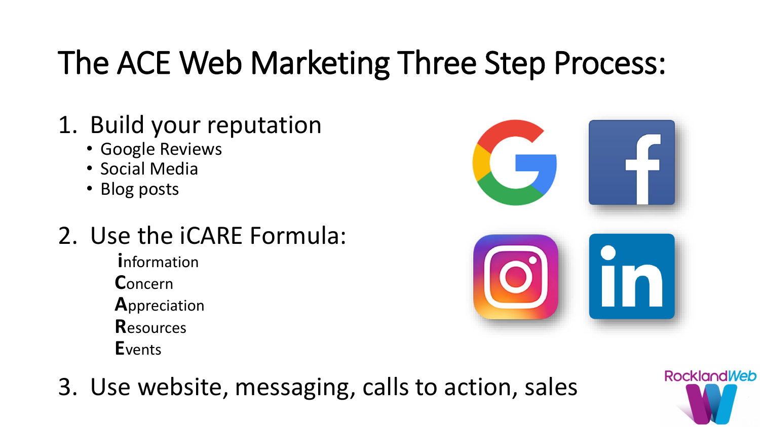# The ACE Web Marketing Three Step Process:

1. Build your reputation
   - Google Reviews
   - Social Media
   - Blog posts

2. Use the iCARE Formula:

   **i**nformation
   **C**oncern
   **A**ppreciation
   **R**esources
   **E**vents

3. Use website, messaging, calls to action, sales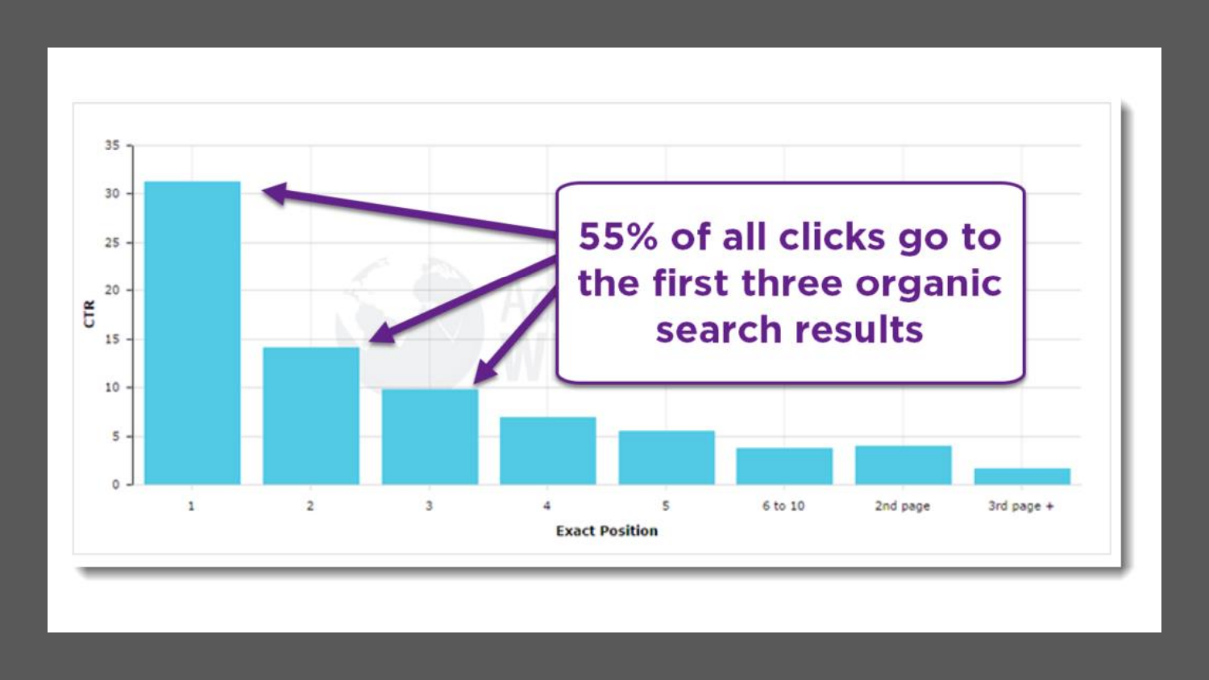55% of all clicks go to the first three organic search results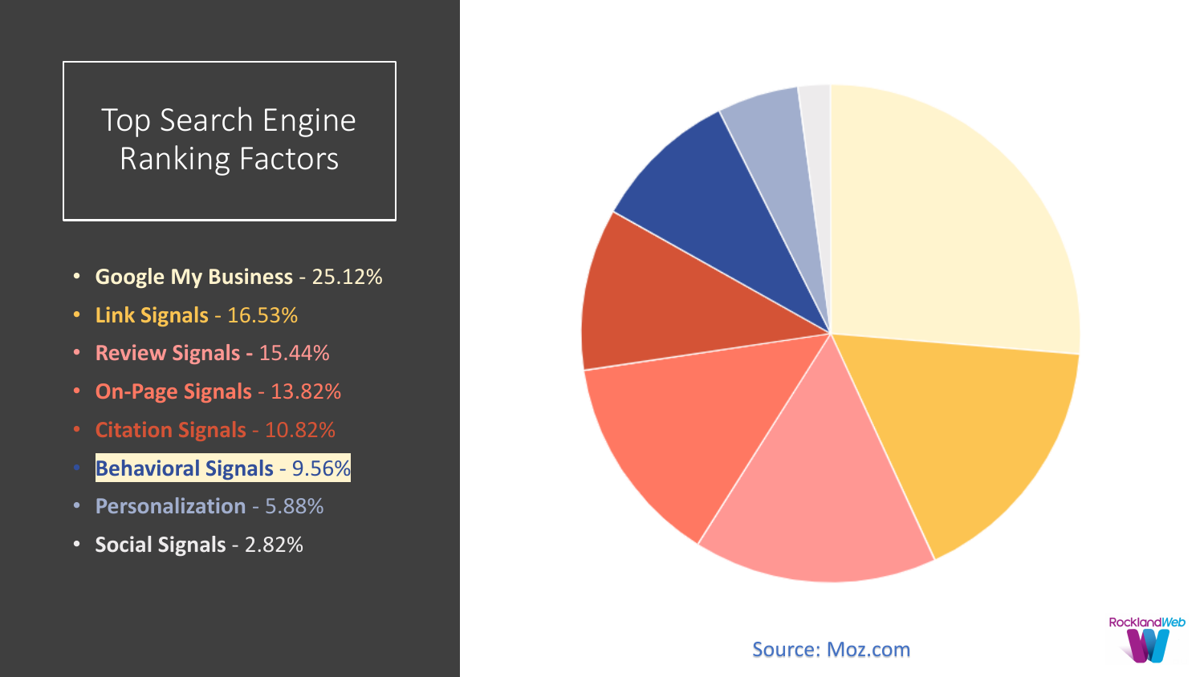# Top Search Engine Ranking Factors

- **Google My Business** - 25.12%
- **Link Signals** - 16.53%
- **Review Signals -** 15.44%
- **On-Page Signals** - 13.82%
- **Citation Signals** - 10.82%
- **Behavioral Signals** - 9.56%
- **Personalization** - 5.88%
- **Social Signals** - 2.82%

Source: Moz.com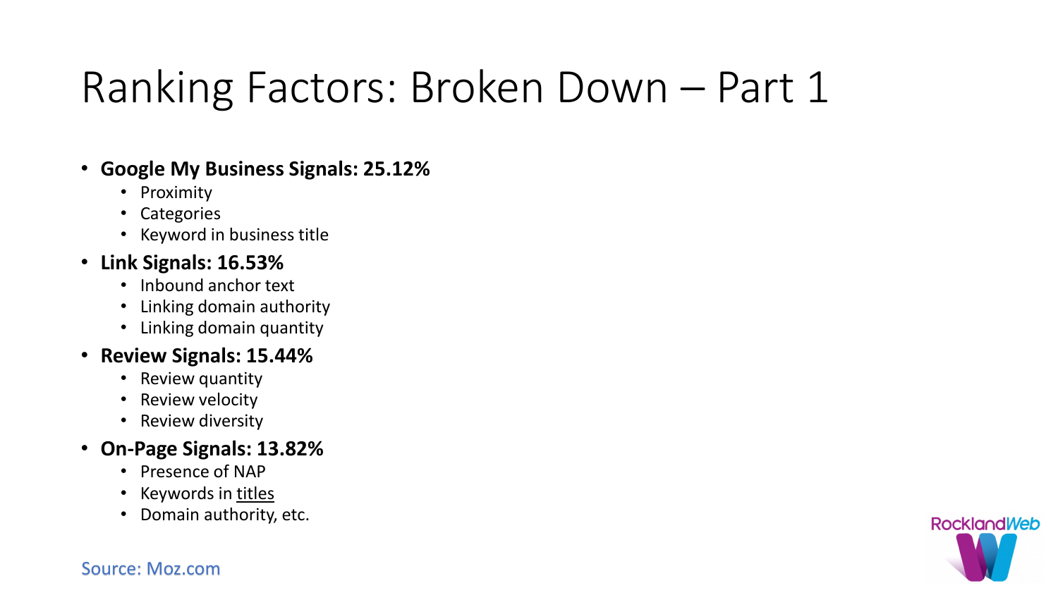# Ranking Factors: Broken Down – Part 1

- **Google My Business Signals: 25.12%**
  - Proximity
  - Categories
  - Keyword in business title
- **Link Signals: 16.53%**
  - Inbound anchor text
  - Linking domain authority
  - Linking domain quantity
- **Review Signals: 15.44%**
  - Review quantity
  - Review velocity
  - Review diversity
- **On-Page Signals: 13.82%**
  - Presence of NAP
  - Keywords in titles
  - Domain authority, etc.

Source: Moz.com

RocklandWeb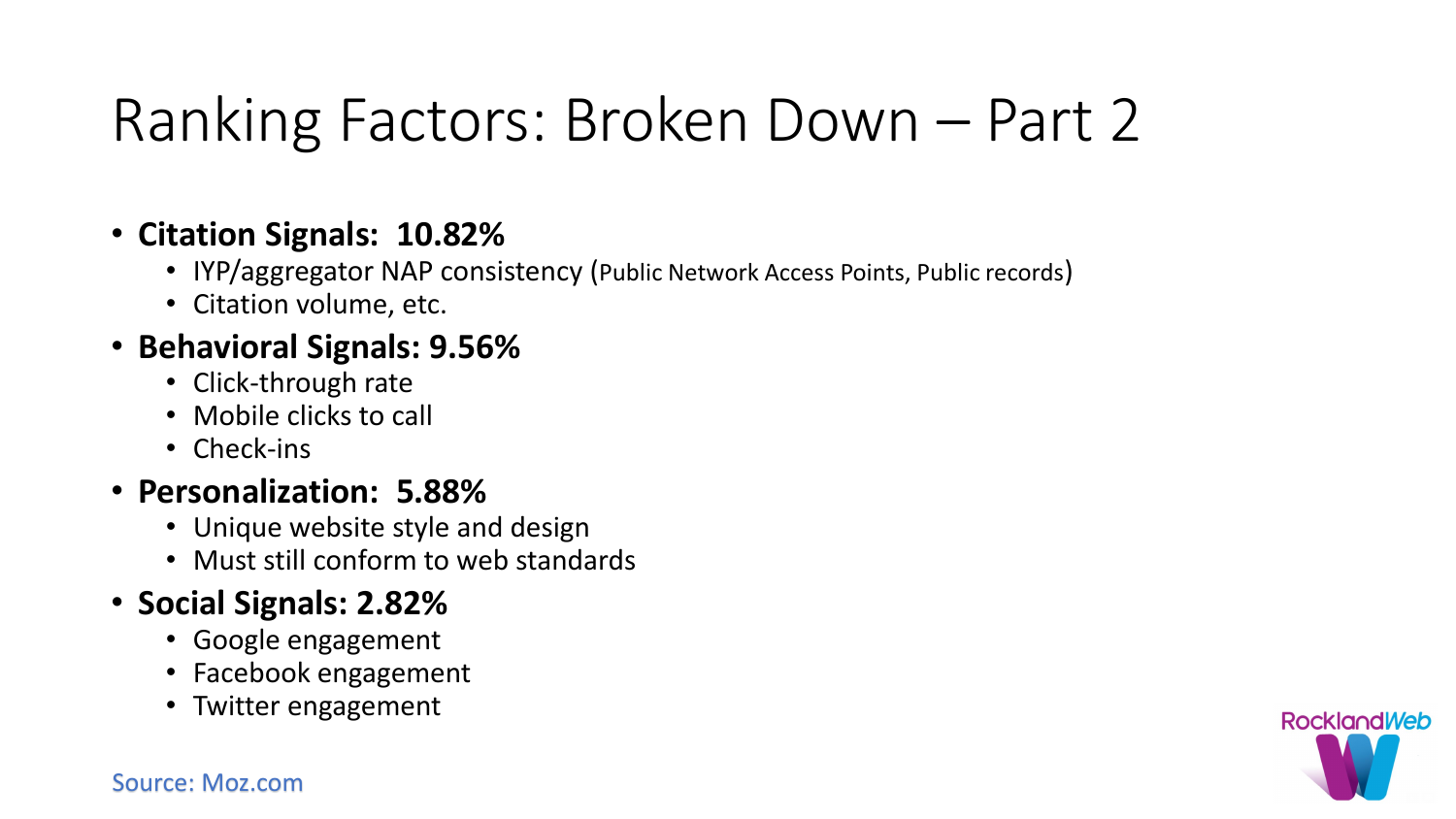# Ranking Factors: Broken Down – Part 2

- **Citation Signals: 10.82%**
  - IYP/aggregator NAP consistency (Public Network Access Points, Public records)
  - Citation volume, etc.
- **Behavioral Signals: 9.56%**
  - Click-through rate
  - Mobile clicks to call
  - Check-ins
- **Personalization: 5.88%**
  - Unique website style and design
  - Must still conform to web standards
- **Social Signals: 2.82%**
  - Google engagement
  - Facebook engagement
  - Twitter engagement

Source: Moz.com

RocklandWeb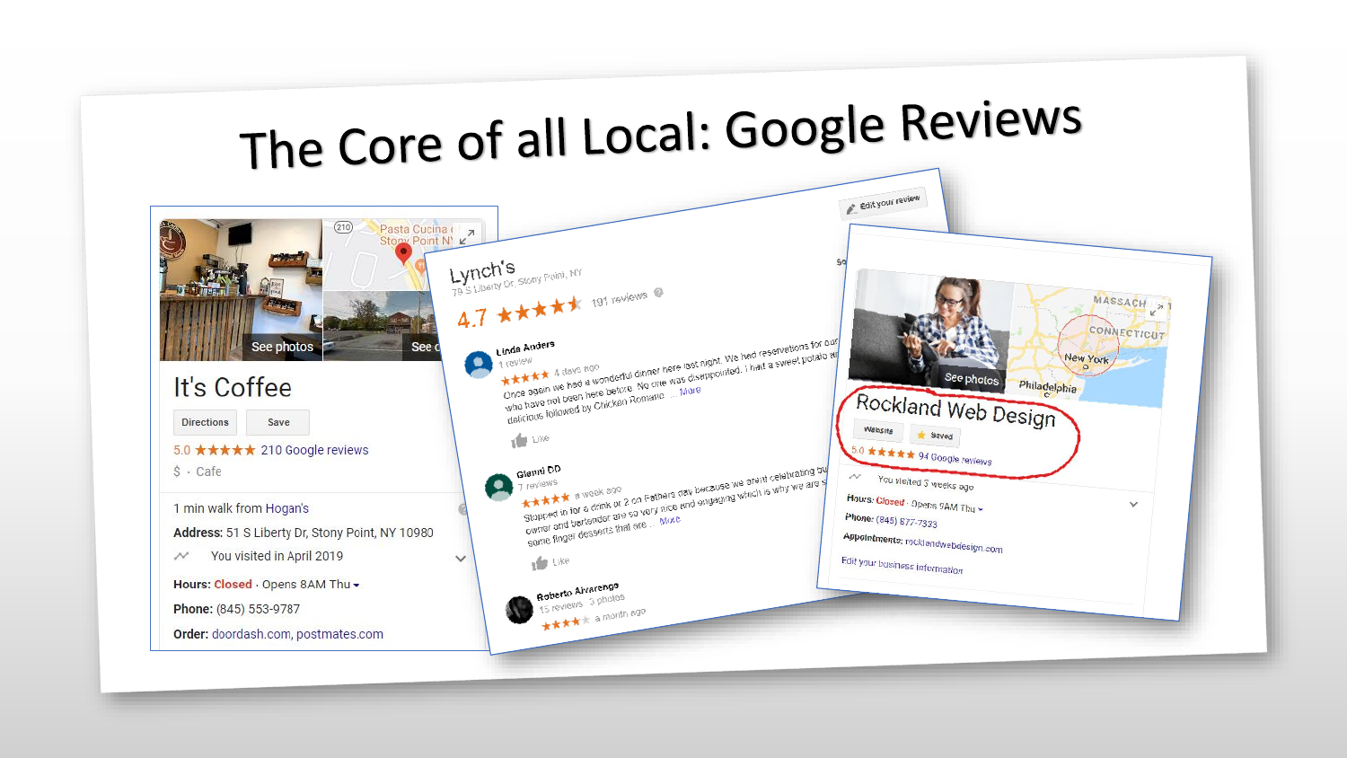# The Core of all Local: Google Reviews

It's Coffee

Directions | Save

5.0 ★★★★★ 210 Google reviews

$ · Cafe

1 min walk from Hogan's

**Address:** 51 S Liberty Dr, Stony Point, NY 10980

You visited in April 2019

**Hours:** Closed · Opens 8AM Thu

**Phone:** (845) 553-9787

**Order:** doordash.com, postmates.com

Lynch's

79 S Liberty Dr, Stony Point, NY

4.7 ★★★★★ 191 reviews

Edit your review

**Linda Anders**
1 review
★★★★★ 4 days ago
Once again we had a wonderful dinner here last night. We had reservations for our ... who have not been here before. No one was disappointed. I had a sweet potato ... delicious followed by Chicken Romano ... More

Like

**Gianni DD**
7 reviews
★★★★★ a week ago
Stopped in for a drink or 2 on Fathers day because we arent celebrating bu... owner and bartender are so very nice and engaging which is why we are s... some finger desserts that are ... More

Like

**Roberto Alvarengo**
15 reviews · 3 photos
★★★★ a month ago

Rockland Web Design

Website | Saved

5.0 ★★★★★ 94 Google reviews

You visited 3 weeks ago

**Hours:** Closed · Opens 9AM Thu

**Phone:** (845) 577-7333

**Appointments:** rocklandwebdesign.com

Edit your business information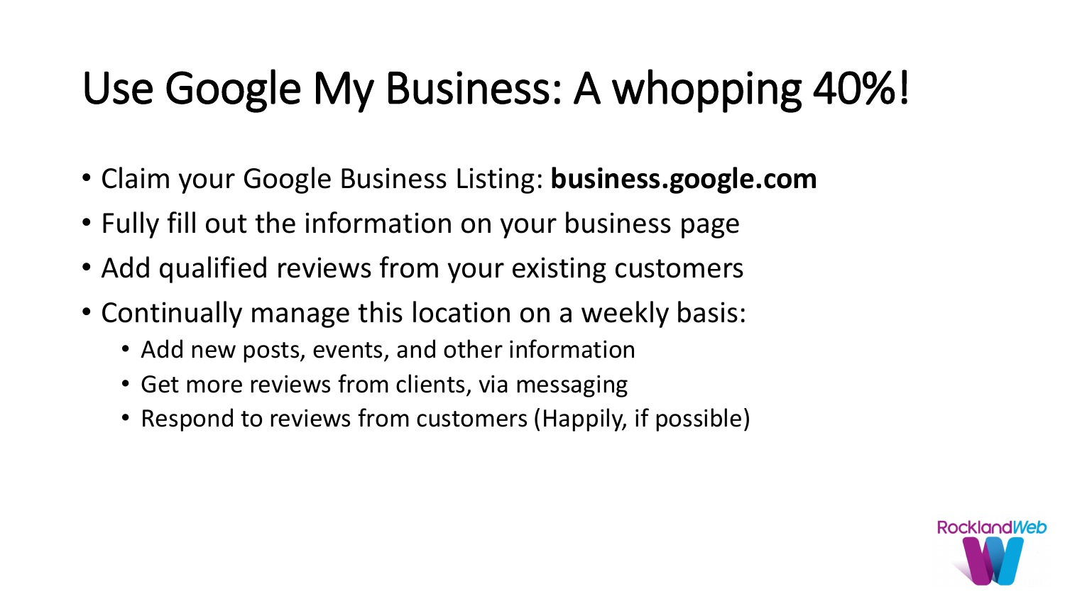# Use Google My Business: A whopping 40%!

- Claim your Google Business Listing: **business.google.com**
- Fully fill out the information on your business page
- Add qualified reviews from your existing customers
- Continually manage this location on a weekly basis:
  - Add new posts, events, and other information
  - Get more reviews from clients, via messaging
  - Respond to reviews from customers (Happily, if possible)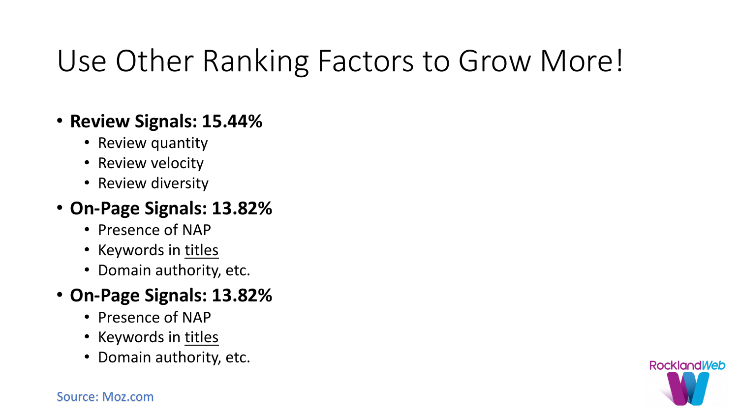# Use Other Ranking Factors to Grow More!

- **Review Signals: 15.44%**
  - Review quantity
  - Review velocity
  - Review diversity
- **On-Page Signals: 13.82%**
  - Presence of NAP
  - Keywords in titles
  - Domain authority, etc.
- **On-Page Signals: 13.82%**
  - Presence of NAP
  - Keywords in titles
  - Domain authority, etc.

Source: Moz.com

RocklandWeb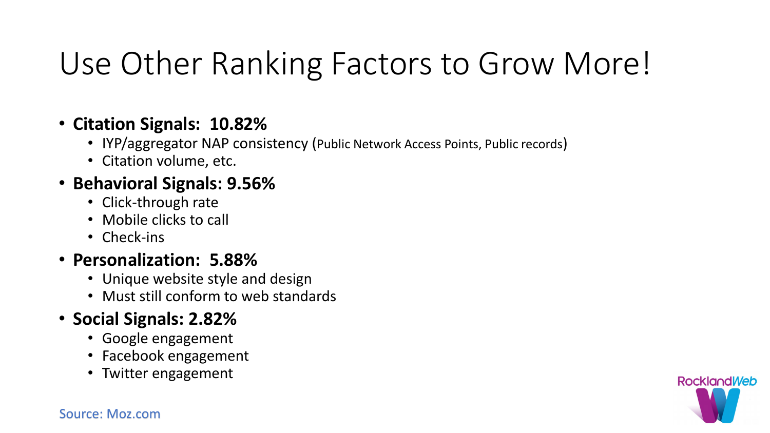# Use Other Ranking Factors to Grow More!

- **Citation Signals: 10.82%**
  - IYP/aggregator NAP consistency (Public Network Access Points, Public records)
  - Citation volume, etc.
- **Behavioral Signals: 9.56%**
  - Click-through rate
  - Mobile clicks to call
  - Check-ins
- **Personalization: 5.88%**
  - Unique website style and design
  - Must still conform to web standards
- **Social Signals: 2.82%**
  - Google engagement
  - Facebook engagement
  - Twitter engagement

Source: Moz.com

RocklandWeb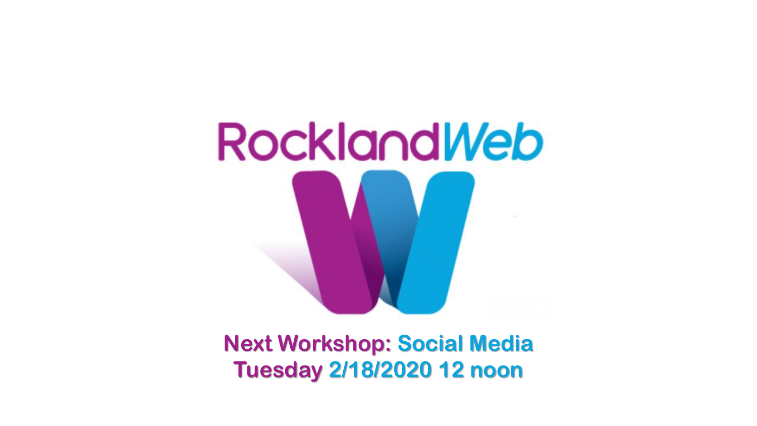RocklandWeb

**Next Workshop: Social Media**
**Tuesday 2/18/2020 12 noon**